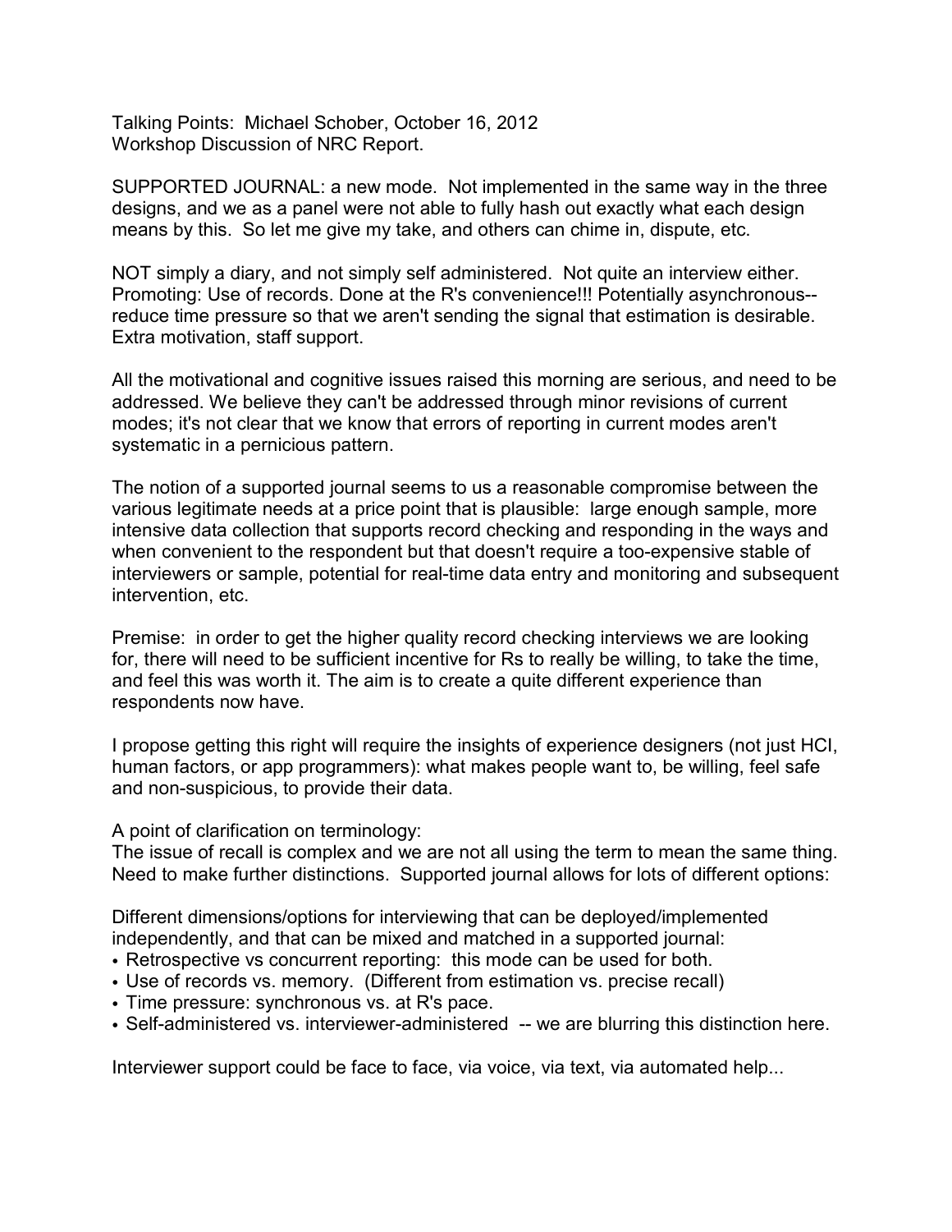Talking Points: Michael Schober, October 16, 2012
Workshop Discussion of NRC Report.

SUPPORTED JOURNAL: a new mode. Not implemented in the same way in the three designs, and we as a panel were not able to fully hash out exactly what each design means by this. So let me give my take, and others can chime in, dispute, etc.

NOT simply a diary, and not simply self administered. Not quite an interview either. Promoting: Use of records. Done at the R's convenience!!! Potentially asynchronous--reduce time pressure so that we aren't sending the signal that estimation is desirable. Extra motivation, staff support.

All the motivational and cognitive issues raised this morning are serious, and need to be addressed. We believe they can't be addressed through minor revisions of current modes; it's not clear that we know that errors of reporting in current modes aren't systematic in a pernicious pattern.

The notion of a supported journal seems to us a reasonable compromise between the various legitimate needs at a price point that is plausible: large enough sample, more intensive data collection that supports record checking and responding in the ways and when convenient to the respondent but that doesn't require a too-expensive stable of interviewers or sample, potential for real-time data entry and monitoring and subsequent intervention, etc.

Premise: in order to get the higher quality record checking interviews we are looking for, there will need to be sufficient incentive for Rs to really be willing, to take the time, and feel this was worth it. The aim is to create a quite different experience than respondents now have.

I propose getting this right will require the insights of experience designers (not just HCI, human factors, or app programmers): what makes people want to, be willing, feel safe and non-suspicious, to provide their data.

A point of clarification on terminology:
The issue of recall is complex and we are not all using the term to mean the same thing. Need to make further distinctions. Supported journal allows for lots of different options:

Different dimensions/options for interviewing that can be deployed/implemented independently, and that can be mixed and matched in a supported journal:

- Retrospective vs concurrent reporting: this mode can be used for both.
- Use of records vs. memory. (Different from estimation vs. precise recall)
- Time pressure: synchronous vs. at R's pace.
- Self-administered vs. interviewer-administered -- we are blurring this distinction here.

Interviewer support could be face to face, via voice, via text, via automated help...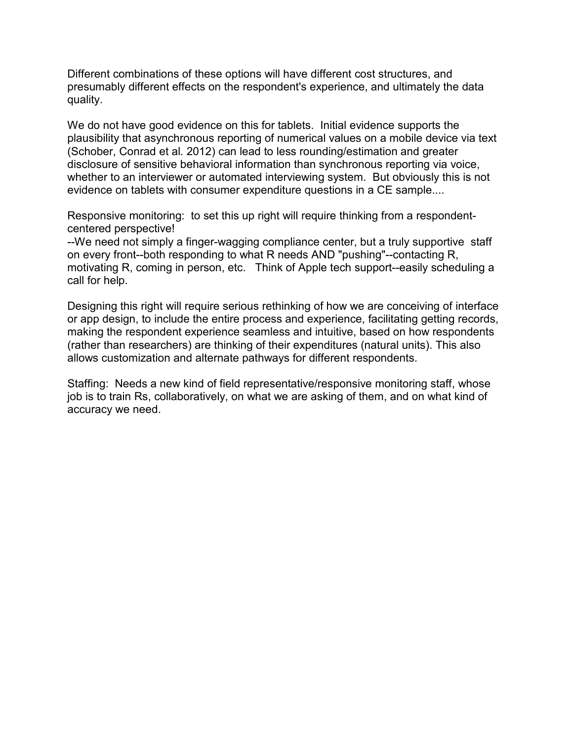Different combinations of these options will have different cost structures, and presumably different effects on the respondent's experience, and ultimately the data quality.

We do not have good evidence on this for tablets. Initial evidence supports the plausibility that asynchronous reporting of numerical values on a mobile device via text (Schober, Conrad et al. 2012) can lead to less rounding/estimation and greater disclosure of sensitive behavioral information than synchronous reporting via voice, whether to an interviewer or automated interviewing system. But obviously this is not evidence on tablets with consumer expenditure questions in a CE sample....

Responsive monitoring: to set this up right will require thinking from a respondent-centered perspective!
--We need not simply a finger-wagging compliance center, but a truly supportive staff on every front--both responding to what R needs AND "pushing"--contacting R, motivating R, coming in person, etc. Think of Apple tech support--easily scheduling a call for help.

Designing this right will require serious rethinking of how we are conceiving of interface or app design, to include the entire process and experience, facilitating getting records, making the respondent experience seamless and intuitive, based on how respondents (rather than researchers) are thinking of their expenditures (natural units). This also allows customization and alternate pathways for different respondents.

Staffing: Needs a new kind of field representative/responsive monitoring staff, whose job is to train Rs, collaboratively, on what we are asking of them, and on what kind of accuracy we need.